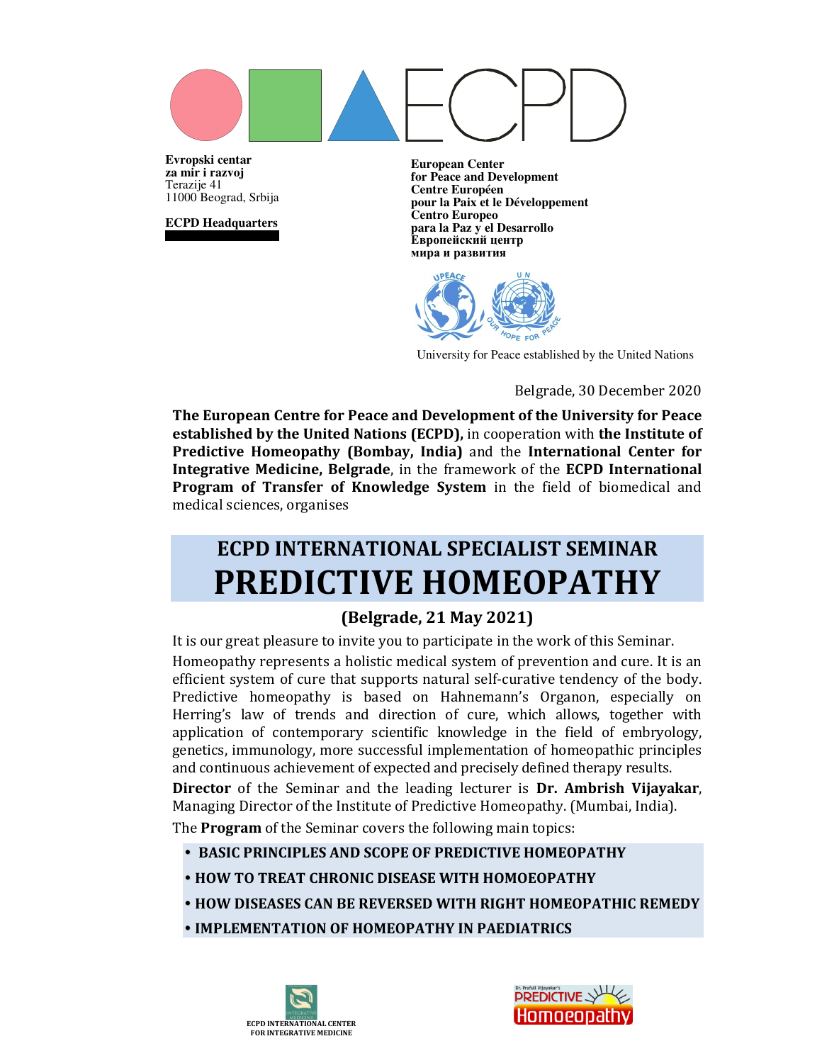Evropski centar
za mir i razvoj
Terazije 41
11000 Beograd, Srbija

**ECPD Headquarters**

**European Center**
**for Peace and Development**
**Centre Européen**
**pour la Paix et le Développement**
**Centro Europeo**
**para la Paz y el Desarrollo**
**Европейский центр**
**мира и развития**

University for Peace established by the United Nations

Belgrade, 30 December 2020

**The European Centre for Peace and Development of the University for Peace established by the United Nations (ECPD),** in cooperation with **the Institute of Predictive Homeopathy (Bombay, India)** and the **International Center for Integrative Medicine, Belgrade**, in the framework of the **ECPD International Program of Transfer of Knowledge System** in the field of biomedical and medical sciences, organises

# ECPD INTERNATIONAL SPECIALIST SEMINAR
# PREDICTIVE HOMEOPATHY

### (Belgrade, 21 May 2021)

It is our great pleasure to invite you to participate in the work of this Seminar.

Homeopathy represents a holistic medical system of prevention and cure. It is an efficient system of cure that supports natural self-curative tendency of the body. Predictive homeopathy is based on Hahnemann's Organon, especially on Herring's law of trends and direction of cure, which allows, together with application of contemporary scientific knowledge in the field of embryology, genetics, immunology, more successful implementation of homeopathic principles and continuous achievement of expected and precisely defined therapy results.

**Director** of the Seminar and the leading lecturer is **Dr. Ambrish Vijayakar**, Managing Director of the Institute of Predictive Homeopathy. (Mumbai, India).

The **Program** of the Seminar covers the following main topics:

- **BASIC PRINCIPLES AND SCOPE OF PREDICTIVE HOMEOPATHY**
- **HOW TO TREAT CHRONIC DISEASE WITH HOMOEOPATHY**
- **HOW DISEASES CAN BE REVERSED WITH RIGHT HOMEOPATHIC REMEDY**
- **IMPLEMENTATION OF HOMEOPATHY IN PAEDIATRICS**

ECPD INTERNATIONAL CENTER FOR INTEGRATIVE MEDICINE

Dr. Prafull Vijayakar's PREDICTIVE Homoeopathy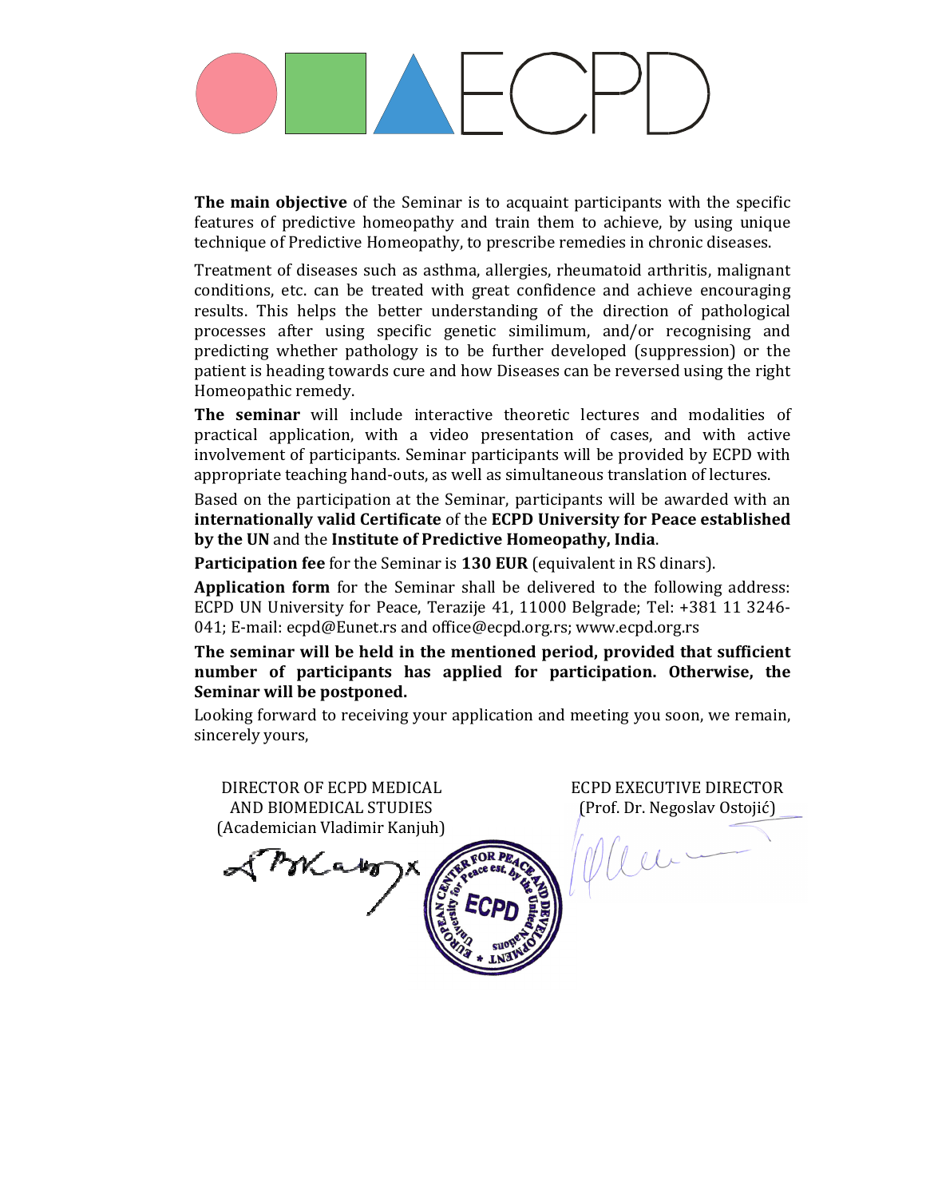**The main objective** of the Seminar is to acquaint participants with the specific features of predictive homeopathy and train them to achieve, by using unique technique of Predictive Homeopathy, to prescribe remedies in chronic diseases.

Treatment of diseases such as asthma, allergies, rheumatoid arthritis, malignant conditions, etc. can be treated with great confidence and achieve encouraging results. This helps the better understanding of the direction of pathological processes after using specific genetic similimum, and/or recognising and predicting whether pathology is to be further developed (suppression) or the patient is heading towards cure and how Diseases can be reversed using the right Homeopathic remedy.

**The seminar** will include interactive theoretic lectures and modalities of practical application, with a video presentation of cases, and with active involvement of participants. Seminar participants will be provided by ECPD with appropriate teaching hand-outs, as well as simultaneous translation of lectures.

Based on the participation at the Seminar, participants will be awarded with an **internationally valid Certificate** of the **ECPD University for Peace established by the UN** and the **Institute of Predictive Homeopathy, India**.

**Participation fee** for the Seminar is **130 EUR** (equivalent in RS dinars).

**Application form** for the Seminar shall be delivered to the following address: ECPD UN University for Peace, Terazije 41, 11000 Belgrade; Tel: +381 11 3246-041; E-mail: ecpd@Eunet.rs and office@ecpd.org.rs; www.ecpd.org.rs

**The seminar will be held in the mentioned period, provided that sufficient number of participants has applied for participation. Otherwise, the Seminar will be postponed.**

Looking forward to receiving your application and meeting you soon, we remain, sincerely yours,

| DIRECTOR OF ECPD MEDICAL AND BIOMEDICAL STUDIES (Academician Vladimir Kanjuh) | ECPD EXECUTIVE DIRECTOR (Prof. Dr. Negoslav Ostojić) |
| --- | --- |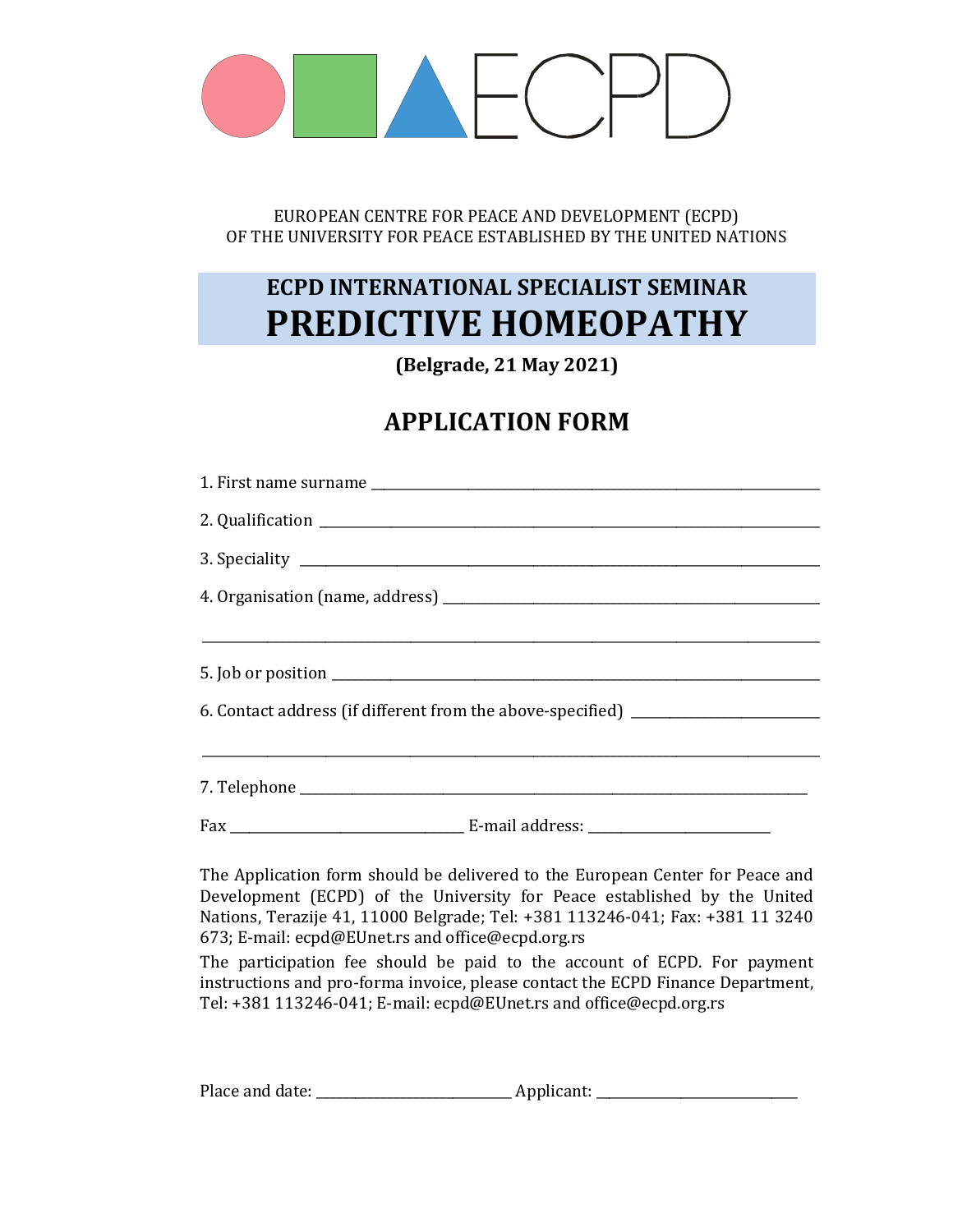ECPD

EUROPEAN CENTRE FOR PEACE AND DEVELOPMENT (ECPD)
OF THE UNIVERSITY FOR PEACE ESTABLISHED BY THE UNITED NATIONS

# ECPD INTERNATIONAL SPECIALIST SEMINAR
# PREDICTIVE HOMEOPATHY

**(Belgrade, 21 May 2021)**

## APPLICATION FORM

1. First name surname \_\_\_\_\_\_\_\_\_\_\_\_\_\_\_\_\_\_\_\_\_\_\_\_\_\_\_\_\_\_\_\_\_\_\_\_\_\_\_\_\_\_\_\_

2. Qualification \_\_\_\_\_\_\_\_\_\_\_\_\_\_\_\_\_\_\_\_\_\_\_\_\_\_\_\_\_\_\_\_\_\_\_\_\_\_\_\_\_\_\_\_\_\_\_\_

3. Speciality \_\_\_\_\_\_\_\_\_\_\_\_\_\_\_\_\_\_\_\_\_\_\_\_\_\_\_\_\_\_\_\_\_\_\_\_\_\_\_\_\_\_\_\_\_\_\_\_\_\_

4. Organisation (name, address) \_\_\_\_\_\_\_\_\_\_\_\_\_\_\_\_\_\_\_\_\_\_\_\_\_\_\_\_\_\_\_\_\_\_\_

\_\_\_\_\_\_\_\_\_\_\_\_\_\_\_\_\_\_\_\_\_\_\_\_\_\_\_\_\_\_\_\_\_\_\_\_\_\_\_\_\_\_\_\_\_\_\_\_\_\_\_\_\_\_\_\_\_\_\_\_\_\_

5. Job or position \_\_\_\_\_\_\_\_\_\_\_\_\_\_\_\_\_\_\_\_\_\_\_\_\_\_\_\_\_\_\_\_\_\_\_\_\_\_\_\_\_\_\_\_\_\_\_

6. Contact address (if different from the above-specified) \_\_\_\_\_\_\_\_\_\_\_\_\_\_\_\_\_\_

\_\_\_\_\_\_\_\_\_\_\_\_\_\_\_\_\_\_\_\_\_\_\_\_\_\_\_\_\_\_\_\_\_\_\_\_\_\_\_\_\_\_\_\_\_\_\_\_\_\_\_\_\_\_\_\_\_\_\_\_\_\_

7. Telephone \_\_\_\_\_\_\_\_\_\_\_\_\_\_\_\_\_\_\_\_\_\_\_\_\_\_\_\_\_\_\_\_\_\_\_\_\_\_\_\_\_\_\_\_\_\_\_\_\_\_\_

Fax \_\_\_\_\_\_\_\_\_\_\_\_\_\_\_\_\_\_\_\_\_\_\_\_ E-mail address: \_\_\_\_\_\_\_\_\_\_\_\_\_\_\_\_\_\_\_\_

The Application form should be delivered to the European Center for Peace and Development (ECPD) of the University for Peace established by the United Nations, Terazije 41, 11000 Belgrade; Tel: +381 113246-041; Fax: +381 11 3240 673; E-mail: ecpd@EUnet.rs and office@ecpd.org.rs

The participation fee should be paid to the account of ECPD. For payment instructions and pro-forma invoice, please contact the ECPD Finance Department, Tel: +381 113246-041; E-mail: ecpd@EUnet.rs and office@ecpd.org.rs

Place and date: \_\_\_\_\_\_\_\_\_\_\_\_\_\_\_\_\_\_\_\_ Applicant: \_\_\_\_\_\_\_\_\_\_\_\_\_\_\_\_\_\_\_\_